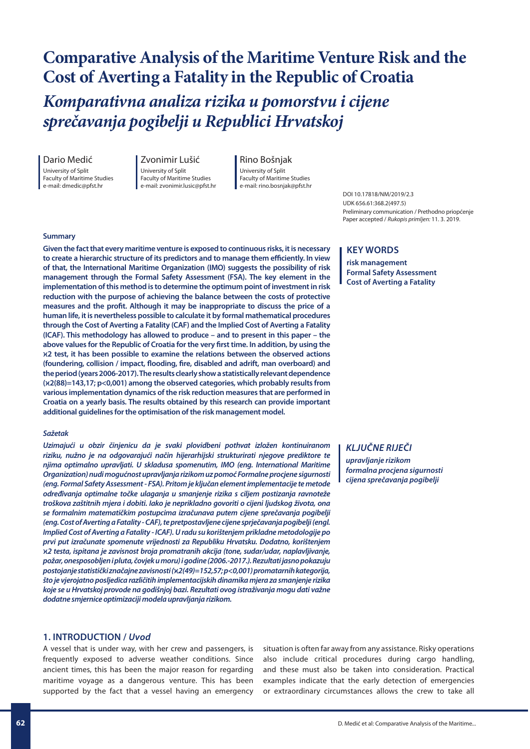# Comparative Analysis of the Maritime Venture Risk and the Cost of Averting a Fatality in the Republic of Croatia

# *Komparativna analiza rizika u pomorstvu i cijene sprečavanja pogibelji u Republici Hrvatskoj*

**Dario Medić**
University of Split
Faculty of Maritime Studies
e-mail: dmedic@pfst.hr

**Zvonimir Lušić**
University of Split
Faculty of Maritime Studies
e-mail: zvonimir.lusic@pfst.hr

**Rino Bošnjak**
University of Split
Faculty of Maritime Studies
e-mail: rino.bosnjak@pfst.hr

DOI 10.17818/NM/2019/2.3
UDK 656.61:368.2(497.5)
Preliminary communication / Prethodno priopćenje
Paper accepted / *Rukopis primljen:* 11. 3. 2019.

### Summary

**Given the fact that every maritime venture is exposed to continuous risks, it is necessary to create a hierarchic structure of its predictors and to manage them efficiently. In view of that, the International Maritime Organization (IMO) suggests the possibility of risk management through the Formal Safety Assessment (FSA). The key element in the implementation of this method is to determine the optimum point of investment in risk reduction with the purpose of achieving the balance between the costs of protective measures and the profit. Although it may be inappropriate to discuss the price of a human life, it is nevertheless possible to calculate it by formal mathematical procedures through the Cost of Averting a Fatality (CAF) and the Implied Cost of Averting a Fatality (ICAF). This methodology has allowed to produce – and to present in this paper – the above values for the Republic of Croatia for the very first time. In addition, by using the $\chi^2$ test, it has been possible to examine the relations between the observed actions (foundering, collision / impact, flooding, fire, disabled and adrift, man overboard) and the period (years 2006-2017). The results clearly show a statistically relevant dependence ($\chi^2(88)=143,17$; $p<0,001$) among the observed categories, which probably results from various implementation dynamics of the risk reduction measures that are performed in Croatia on a yearly basis. The results obtained by this research can provide important additional guidelines for the optimisation of the risk management model.**

### KEY WORDS

**risk management**
**Formal Safety Assessment**
**Cost of Averting a Fatality**

### *Sažetak*

***Uzimajući u obzir činjenicu da je svaki plovidbeni pothvat izložen kontinuiranom riziku, nužno je na odgovarajući način hijerarhijski strukturirati njegove prediktore te njima optimalno upravljati. U skladusa spomenutim, IMO (eng. International Maritime Organization) nudi mogućnost upravljanja rizikom uz pomoć Formalne procjene sigurnosti (eng. Formal Safety Assessment - FSA). Pritom je ključan element implementacije te metode određivanja optimalne točke ulaganja u smanjenje rizika s ciljem postizanja ravnoteže troškova zaštitnih mjera i dobiti. Iako je neprikladno govoriti o cijeni ljudskog života, ona se formalnim matematičkim postupcima izračunava putem cijene sprečavanja pogibelji (eng. Cost of Averting a Fatality - CAF), te pretpostavljene cijene sprječavanja pogibelji (engl. Implied Cost of Averting a Fatality - ICAF). U radu su korištenjem prikladne metodologije po prvi put izračunate spomenute vrijednosti za Republiku Hrvatsku. Dodatno, korištenjem $\chi^2$ testa, ispitana je zavisnost broja promatranih akcija (tone, sudar/udar, naplavljivanje, požar, onesposobljen i pluta, čovjek u moru) i godine (2006.-2017.). Rezultati jasno pokazuju postojanje statistički značajne zavisnosti ($\chi^2(49)=152,57$; $p<0,001$) promatranih kategorija, što je vjerojatno posljedica različitih implementacijskih dinamika mjera za smanjenje rizika koje se u Hrvatskoj provode na godišnjoj bazi. Rezultati ovog istraživanja mogu dati važne dodatne smjernice optimizaciji modela upravljanja rizikom.***

### *KLJUČNE RIJEČI*

***upravljanje rizikom***
***formalna procjena sigurnosti***
***cijena sprečavanja pogibelji***

## 1. INTRODUCTION / *Uvod*

A vessel that is under way, with her crew and passengers, is frequently exposed to adverse weather conditions. Since ancient times, this has been the major reason for regarding maritime voyage as a dangerous venture. This has been supported by the fact that a vessel having an emergency situation is often far away from any assistance. Risky operations also include critical procedures during cargo handling, and these must also be taken into consideration. Practical examples indicate that the early detection of emergencies or extraordinary circumstances allows the crew to take all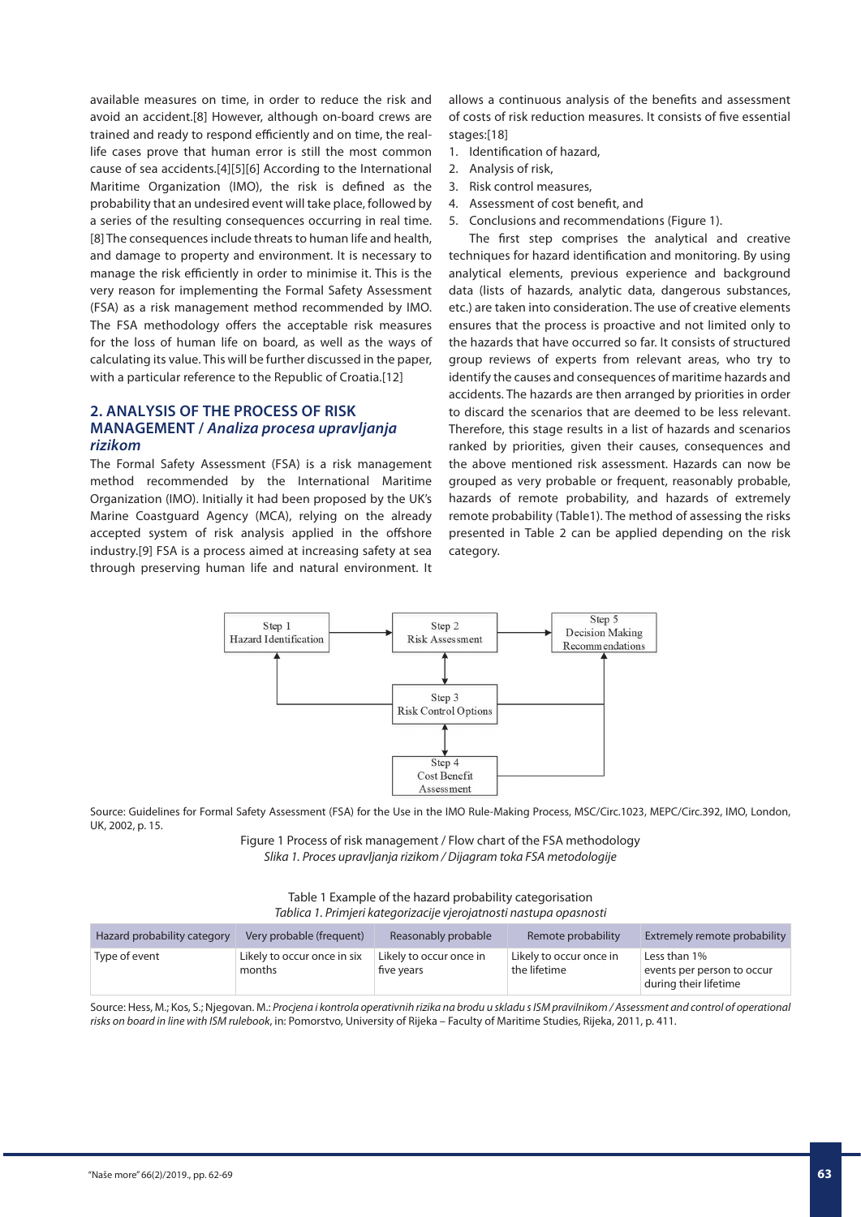available measures on time, in order to reduce the risk and avoid an accident.[8] However, although on-board crews are trained and ready to respond efficiently and on time, the real-life cases prove that human error is still the most common cause of sea accidents.[4][5][6] According to the International Maritime Organization (IMO), the risk is defined as the probability that an undesired event will take place, followed by a series of the resulting consequences occurring in real time.[8] The consequences include threats to human life and health, and damage to property and environment. It is necessary to manage the risk efficiently in order to minimise it. This is the very reason for implementing the Formal Safety Assessment (FSA) as a risk management method recommended by IMO. The FSA methodology offers the acceptable risk measures for the loss of human life on board, as well as the ways of calculating its value. This will be further discussed in the paper, with a particular reference to the Republic of Croatia.[12]

## 2. ANALYSIS OF THE PROCESS OF RISK MANAGEMENT / *Analiza procesa upravljanja rizikom*

The Formal Safety Assessment (FSA) is a risk management method recommended by the International Maritime Organization (IMO). Initially it had been proposed by the UK's Marine Coastguard Agency (MCA), relying on the already accepted system of risk analysis applied in the offshore industry.[9] FSA is a process aimed at increasing safety at sea through preserving human life and natural environment. It allows a continuous analysis of the benefits and assessment of costs of risk reduction measures. It consists of five essential stages:[18]

1. Identification of hazard,
2. Analysis of risk,
3. Risk control measures,
4. Assessment of cost benefit, and
5. Conclusions and recommendations (Figure 1).

The first step comprises the analytical and creative techniques for hazard identification and monitoring. By using analytical elements, previous experience and background data (lists of hazards, analytic data, dangerous substances, etc.) are taken into consideration. The use of creative elements ensures that the process is proactive and not limited only to the hazards that have occurred so far. It consists of structured group reviews of experts from relevant areas, who try to identify the causes and consequences of maritime hazards and accidents. The hazards are then arranged by priorities in order to discard the scenarios that are deemed to be less relevant. Therefore, this stage results in a list of hazards and scenarios ranked by priorities, given their causes, consequences and the above mentioned risk assessment. Hazards can now be grouped as very probable or frequent, reasonably probable, hazards of remote probability, and hazards of extremely remote probability (Table1). The method of assessing the risks presented in Table 2 can be applied depending on the risk category.

Step 1 Hazard Identification → Step 2 Risk Assessment → Step 5 Decision Making Recommendations; Step 2 ↔ Step 3 Risk Control Options ↔ Step 4 Cost Benefit Assessment

Source: Guidelines for Formal Safety Assessment (FSA) for the Use in the IMO Rule-Making Process, MSC/Circ.1023, MEPC/Circ.392, IMO, London, UK, 2002, p. 15.

Figure 1 Process of risk management / Flow chart of the FSA methodology
*Slika 1. Proces upravljanja rizikom / Dijagram toka FSA metodologije*

Table 1 Example of the hazard probability categorisation
*Tablica 1. Primjeri kategorizacije vjerojatnosti nastupa opasnosti*

| Hazard probability category | Very probable (frequent) | Reasonably probable | Remote probability | Extremely remote probability |
|---|---|---|---|---|
| Type of event | Likely to occur once in six months | Likely to occur once in five years | Likely to occur once in the lifetime | Less than 1% events per person to occur during their lifetime |

Source: Hess, M.; Kos, S.; Njegovan. M.: *Procjena i kontrola operativnih rizika na brodu u skladu s ISM pravilnikom / Assessment and control of operational risks on board in line with ISM rulebook*, in: Pomorstvo, University of Rijeka – Faculty of Maritime Studies, Rijeka, 2011, p. 411.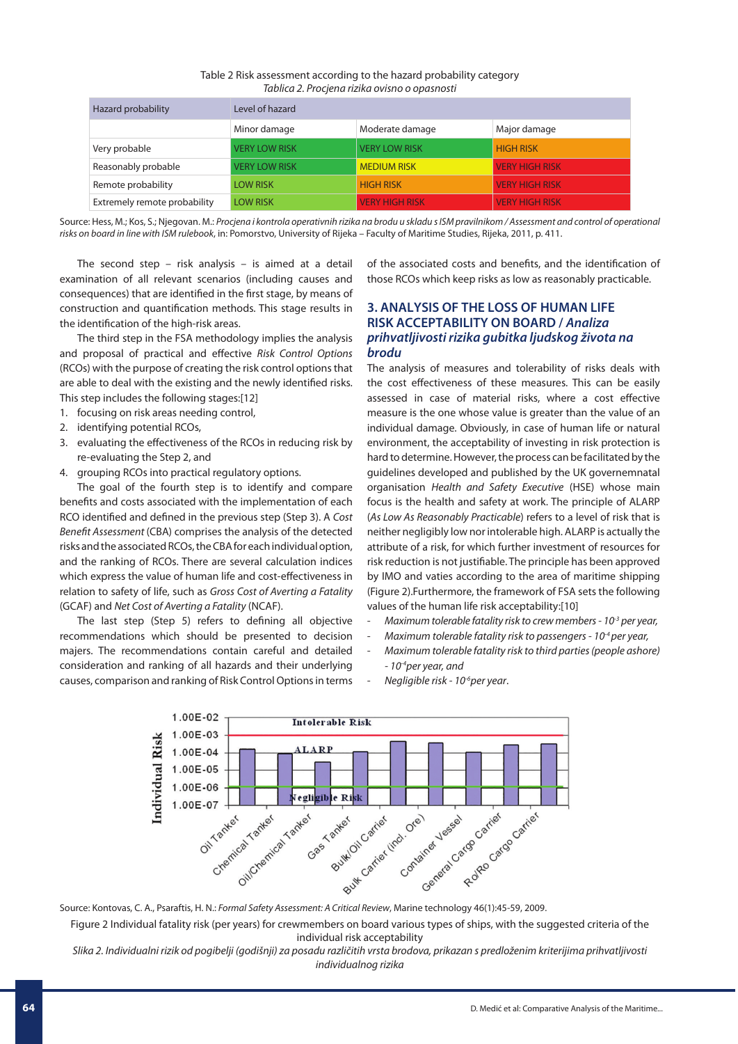Table 2 Risk assessment according to the hazard probability category
*Tablica 2. Procjena rizika ovisno o opasnosti*

| Hazard probability | Level of hazard | | |
|---|---|---|---|
| | Minor damage | Moderate damage | Major damage |
| Very probable | VERY LOW RISK | VERY LOW RISK | HIGH RISK |
| Reasonably probable | VERY LOW RISK | MEDIUM RISK | VERY HIGH RISK |
| Remote probability | LOW RISK | HIGH RISK | VERY HIGH RISK |
| Extremely remote probability | LOW RISK | VERY HIGH RISK | VERY HIGH RISK |

Source: Hess, M.; Kos, S.; Njegovan. M.: *Procjena i kontrola operativnih rizika na brodu u skladu s ISM pravilnikom / Assessment and control of operational risks on board in line with ISM rulebook*, in: Pomorstvo, University of Rijeka – Faculty of Maritime Studies, Rijeka, 2011, p. 411.

The second step – risk analysis – is aimed at a detail examination of all relevant scenarios (including causes and consequences) that are identified in the first stage, by means of construction and quantification methods. This stage results in the identification of the high-risk areas.

The third step in the FSA methodology implies the analysis and proposal of practical and effective *Risk Control Options* (RCOs) with the purpose of creating the risk control options that are able to deal with the existing and the newly identified risks. This step includes the following stages:[12]

1. focusing on risk areas needing control,
2. identifying potential RCOs,
3. evaluating the effectiveness of the RCOs in reducing risk by re-evaluating the Step 2, and
4. grouping RCOs into practical regulatory options.

The goal of the fourth step is to identify and compare benefits and costs associated with the implementation of each RCO identified and defined in the previous step (Step 3). A *Cost Benefit Assessment* (CBA) comprises the analysis of the detected risks and the associated RCOs, the CBA for each individual option, and the ranking of RCOs. There are several calculation indices which express the value of human life and cost-effectiveness in relation to safety of life, such as *Gross Cost of Averting a Fatality* (GCAF) and *Net Cost of Averting a Fatality* (NCAF).

The last step (Step 5) refers to defining all objective recommendations which should be presented to decision majers. The recommendations contain careful and detailed consideration and ranking of all hazards and their underlying causes, comparison and ranking of Risk Control Options in terms of the associated costs and benefits, and the identification of those RCOs which keep risks as low as reasonably practicable.

## 3. ANALYSIS OF THE LOSS OF HUMAN LIFE RISK ACCEPTABILITY ON BOARD / *Analiza prihvatljivosti rizika gubitka ljudskog života na brodu*

The analysis of measures and tolerability of risks deals with the cost effectiveness of these measures. This can be easily assessed in case of material risks, where a cost effective measure is the one whose value is greater than the value of an individual damage. Obviously, in case of human life or natural environment, the acceptability of investing in risk protection is hard to determine. However, the process can be facilitated by the guidelines developed and published by the UK governemnatal organisation *Health and Safety Executive* (HSE) whose main focus is the health and safety at work. The principle of ALARP (*As Low As Reasonably Practicable*) refers to a level of risk that is neither negligibly low nor intolerable high. ALARP is actually the attribute of a risk, for which further investment of resources for risk reduction is not justifiable. The principle has been approved by IMO and vaties according to the area of maritime shipping (Figure 2).Furthermore, the framework of FSA sets the following values of the human life risk acceptability:[10]

- *Maximum tolerable fatality risk to crew members - $10^{-3}$ per year,*
- *Maximum tolerable fatality risk to passengers - $10^{-4}$ per year,*
- *Maximum tolerable fatality risk to third parties (people ashore) - $10^{-4}$ per year, and*
- *Negligible risk - $10^{-6}$ per year.*

Source: Kontovas, C. A., Psaraftis, H. N.: *Formal Safety Assessment: A Critical Review*, Marine technology 46(1):45-59, 2009.

Figure 2 Individual fatality risk (per years) for crewmembers on board various types of ships, with the suggested criteria of the individual risk acceptability

*Slika 2. Individualni rizik od pogibelji (godišnji) za posadu različitih vrsta brodova, prikazan s predloženim kriterijima prihvatljivosti individualnog rizika*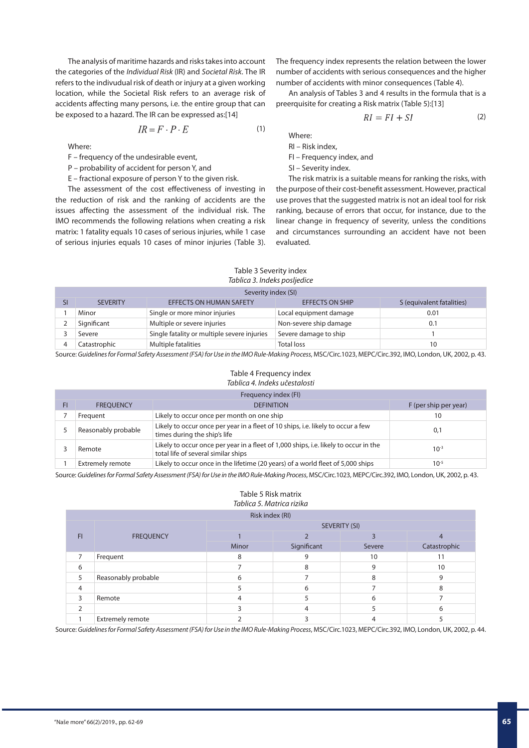The analysis of maritime hazards and risks takes into account the categories of the *Individual Risk* (IR) and *Societal Risk*. The IR refers to the indivudual risk of death or injury at a given working location, while the Societal Risk refers to an average risk of accidents affecting many persons, i.e. the entire group that can be exposed to a hazard. The IR can be expressed as:[14]

$$IR = F \cdot P \cdot E \tag{1}$$

Where:

F – frequency of the undesirable event,

P – probability of accident for person Y, and

E – fractional exposure of person Y to the given risk.

The assessment of the cost effectiveness of investing in the reduction of risk and the ranking of accidents are the issues affecting the assessment of the individual risk. The IMO recommends the following relations when creating a risk matrix: 1 fatality equals 10 cases of serious injuries, while 1 case of serious injuries equals 10 cases of minor injuries (Table 3). The frequency index represents the relation between the lower number of accidents with serious consequences and the higher number of accidents with minor consequences (Table 4).

An analysis of Tables 3 and 4 results in the formula that is a preerquisite for creating a Risk matrix (Table 5):[13]

$$RI = FI + SI \tag{2}$$

Where:

RI – Risk index,

FI – Frequency index, and

SI – Severity index.

The risk matrix is a suitable means for ranking the risks, with the purpose of their cost-benefit assessment. However, practical use proves that the suggested matrix is not an ideal tool for risk ranking, because of errors that occur, for instance, due to the linear change in frequency of severity, unless the conditions and circumstances surrounding an accident have not been evaluated.

Table 3 Severity index

*Tablica 3. Indeks posljedice*

| Severity index (SI) | | | | |
|---|---|---|---|---|
| SI | SEVERITY | EFFECTS ON HUMAN SAFETY | EFFECTS ON SHIP | S (equivalent fatalities) |
| 1 | Minor | Single or more minor injuries | Local equipment damage | 0.01 |
| 2 | Significant | Multiple or severe injuries | Non-severe ship damage | 0.1 |
| 3 | Severe | Single fatality or multiple severe injuries | Severe damage to ship | 1 |
| 4 | Catastrophic | Multiple fatalities | Total loss | 10 |

Source: *Guidelines for Formal Safety Assessment (FSA) for Use in the IMO Rule-Making Process*, MSC/Circ.1023, MEPC/Circ.392, IMO, London, UK, 2002, p. 43.

Table 4 Frequency index

*Tablica 4. Indeks učestalosti*

| Frequency index (FI) | | | |
|---|---|---|---|
| FI | FREQUENCY | DEFINITION | F (per ship per year) |
| 7 | Frequent | Likely to occur once per month on one ship | 10 |
| 5 | Reasonably probable | Likely to occur once per year in a fleet of 10 ships, i.e. likely to occur a few times during the ship's life | 0,1 |
| 3 | Remote | Likely to occur once per year in a fleet of 1,000 ships, i.e. likely to occur in the total life of several similar ships | $10^{-3}$ |
| 1 | Extremely remote | Likely to occur once in the lifetime (20 years) of a world fleet of 5,000 ships | $10^{-5}$ |

Source: *Guidelines for Formal Safety Assessment (FSA) for Use in the IMO Rule-Making Process*, MSC/Circ.1023, MEPC/Circ.392, IMO, London, UK, 2002, p. 43.

Table 5 Risk matrix

*Tablica 5. Matrica rizika*

| Risk index (RI) | | | | | |
|---|---|---|---|---|---|
| FI | FREQUENCY | SEVERITY (SI) | | | |
| | | 1 | 2 | 3 | 4 |
| | | Minor | Significant | Severe | Catastrophic |
| 7 | Frequent | 8 | 9 | 10 | 11 |
| 6 | | 7 | 8 | 9 | 10 |
| 5 | Reasonably probable | 6 | 7 | 8 | 9 |
| 4 | | 5 | 6 | 7 | 8 |
| 3 | Remote | 4 | 5 | 6 | 7 |
| 2 | | 3 | 4 | 5 | 6 |
| 1 | Extremely remote | 2 | 3 | 4 | 5 |

Source: *Guidelines for Formal Safety Assessment (FSA) for Use in the IMO Rule-Making Process*, MSC/Circ.1023, MEPC/Circ.392, IMO, London, UK, 2002, p. 44.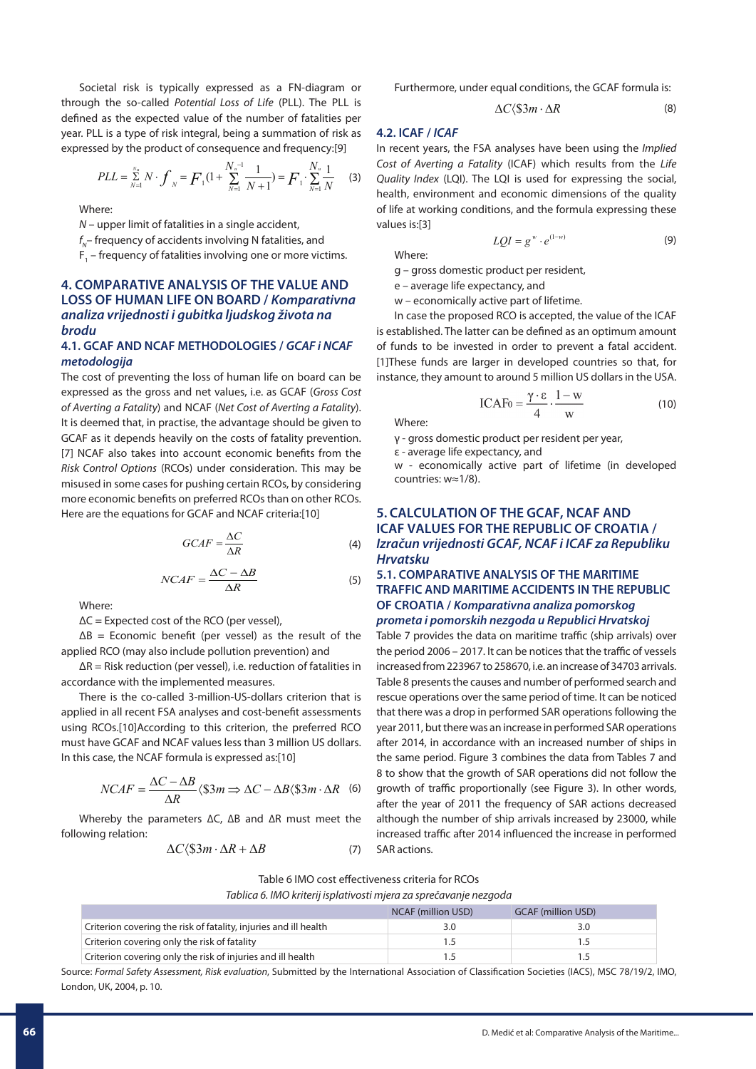Societal risk is typically expressed as a FN-diagram or through the so-called *Potential Loss of Life* (PLL). The PLL is defined as the expected value of the number of fatalities per year. PLL is a type of risk integral, being a summation of risk as expressed by the product of consequence and frequency:[9]

$$PLL = \sum_{N=1}^{N_u} N \cdot f_N = F_1(1 + \sum_{N=1}^{N_u - 1} \frac{1}{N+1}) = F_1 \cdot \sum_{N=1}^{N_u} \frac{1}{N} \quad (3)$$

Where:

$N$ – upper limit of fatalities in a single accident,

$f_N$ – frequency of accidents involving N fatalities, and

$F_1$ – frequency of fatalities involving one or more victims.

## 4. COMPARATIVE ANALYSIS OF THE VALUE AND LOSS OF HUMAN LIFE ON BOARD / *Komparativna analiza vrijednosti i gubitka ljudskog života na brodu*

### 4.1. GCAF AND NCAF METHODOLOGIES / *GCAF i NCAF metodologija*

The cost of preventing the loss of human life on board can be expressed as the gross and net values, i.e. as GCAF (*Gross Cost of Averting a Fatality*) and NCAF (*Net Cost of Averting a Fatality*). It is deemed that, in practise, the advantage should be given to GCAF as it depends heavily on the costs of fatality prevention.[7] NCAF also takes into account economic benefits from the *Risk Control Options* (RCOs) under consideration. This may be misused in some cases for pushing certain RCOs, by considering more economic benefits on preferred RCOs than on other RCOs. Here are the equations for GCAF and NCAF criteria:[10]

$$GCAF = \frac{\Delta C}{\Delta R} \quad (4)$$

$$NCAF = \frac{\Delta C - \Delta B}{\Delta R} \quad (5)$$

Where:

ΔC = Expected cost of the RCO (per vessel),

ΔB = Economic benefit (per vessel) as the result of the applied RCO (may also include pollution prevention) and

ΔR = Risk reduction (per vessel), i.e. reduction of fatalities in accordance with the implemented measures.

There is the co-called 3-million-US-dollars criterion that is applied in all recent FSA analyses and cost-benefit assessments using RCOs.[10]According to this criterion, the preferred RCO must have GCAF and NCAF values less than 3 million US dollars. In this case, the NCAF formula is expressed as:[10]

$$NCAF = \frac{\Delta C - \Delta B}{\Delta R} \langle \$3m \Rightarrow \Delta C - \Delta B \langle \$3m \cdot \Delta R \quad (6)$$

Whereby the parameters ΔC, ΔB and ΔR must meet the following relation:

$$\Delta C \langle \$3m \cdot \Delta R + \Delta B \quad (7)$$

Furthermore, under equal conditions, the GCAF formula is:

$$\Delta C \langle \$3m \cdot \Delta R \quad (8)$$

### 4.2. ICAF / *ICAF*

In recent years, the FSA analyses have been using the *Implied Cost of Averting a Fatality* (ICAF) which results from the *Life Quality Index* (LQI). The LQI is used for expressing the social, health, environment and economic dimensions of the quality of life at working conditions, and the formula expressing these values is:[3]

$$LQI = g^{w} \cdot e^{(1-w)} \quad (9)$$

Where:

g – gross domestic product per resident,

e – average life expectancy, and

w – economically active part of lifetime.

In case the proposed RCO is accepted, the value of the ICAF is established. The latter can be defined as an optimum amount of funds to be invested in order to prevent a fatal accident.[1]These funds are larger in developed countries so that, for instance, they amount to around 5 million US dollars in the USA.

$$ICAF_0 = \frac{\gamma \cdot \varepsilon}{4} \cdot \frac{1-w}{w} \quad (10)$$

Where:

γ - gross domestic product per resident per year,

ε - average life expectancy, and

w - economically active part of lifetime (in developed countries: w≈1/8).

## 5. CALCULATION OF THE GCAF, NCAF AND ICAF VALUES FOR THE REPUBLIC OF CROATIA / *Izračun vrijednosti GCAF, NCAF i ICAF za Republiku Hrvatsku*

### 5.1. COMPARATIVE ANALYSIS OF THE MARITIME TRAFFIC AND MARITIME ACCIDENTS IN THE REPUBLIC OF CROATIA / *Komparativna analiza pomorskog prometa i pomorskih nezgoda u Republici Hrvatskoj*

Table 7 provides the data on maritime traffic (ship arrivals) over the period 2006 – 2017. It can be notices that the traffic of vessels increased from 223967 to 258670, i.e. an increase of 34703 arrivals. Table 8 presents the causes and number of performed search and rescue operations over the same period of time. It can be noticed that there was a drop in performed SAR operations following the year 2011, but there was an increase in performed SAR operations after 2014, in accordance with an increased number of ships in the same period. Figure 3 combines the data from Tables 7 and 8 to show that the growth of SAR operations did not follow the growth of traffic proportionally (see Figure 3). In other words, after the year of 2011 the frequency of SAR actions decreased although the number of ship arrivals increased by 23000, while increased traffic after 2014 influenced the increase in performed SAR actions.

Table 6 IMO cost effectiveness criteria for RCOs

*Tablica 6. IMO kriterij isplativosti mjera za sprečavanje nezgoda*

| | NCAF (million USD) | GCAF (million USD) |
|---|---|---|
| Criterion covering the risk of fatality, injuries and ill health | 3.0 | 3.0 |
| Criterion covering only the risk of fatality | 1.5 | 1.5 |
| Criterion covering only the risk of injuries and ill health | 1.5 | 1.5 |

Source: *Formal Safety Assessment, Risk evaluation*, Submitted by the International Association of Classification Societies (IACS), MSC 78/19/2, IMO, London, UK, 2004, p. 10.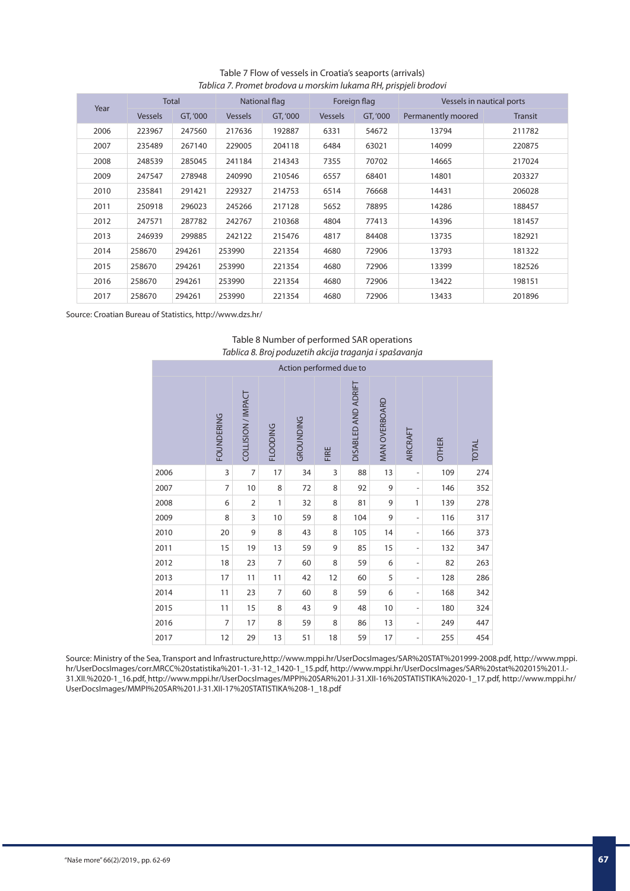Table 7 Flow of vessels in Croatia's seaports (arrivals)

*Tablica 7. Promet brodova u morskim lukama RH, prispjeli brodovi*

| Year | Total | | National flag | | Foreign flag | | Vessels in nautical ports | |
|---|---|---|---|---|---|---|---|---|
| | Vessels | GT, '000 | Vessels | GT, '000 | Vessels | GT, '000 | Permanently moored | Transit |
| 2006 | 223967 | 247560 | 217636 | 192887 | 6331 | 54672 | 13794 | 211782 |
| 2007 | 235489 | 267140 | 229005 | 204118 | 6484 | 63021 | 14099 | 220875 |
| 2008 | 248539 | 285045 | 241184 | 214343 | 7355 | 70702 | 14665 | 217024 |
| 2009 | 247547 | 278948 | 240990 | 210546 | 6557 | 68401 | 14801 | 203327 |
| 2010 | 235841 | 291421 | 229327 | 214753 | 6514 | 76668 | 14431 | 206028 |
| 2011 | 250918 | 296023 | 245266 | 217128 | 5652 | 78895 | 14286 | 188457 |
| 2012 | 247571 | 287782 | 242767 | 210368 | 4804 | 77413 | 14396 | 181457 |
| 2013 | 246939 | 299885 | 242122 | 215476 | 4817 | 84408 | 13735 | 182921 |
| 2014 | 258670 | 294261 | 253990 | 221354 | 4680 | 72906 | 13793 | 181322 |
| 2015 | 258670 | 294261 | 253990 | 221354 | 4680 | 72906 | 13399 | 182526 |
| 2016 | 258670 | 294261 | 253990 | 221354 | 4680 | 72906 | 13422 | 198151 |
| 2017 | 258670 | 294261 | 253990 | 221354 | 4680 | 72906 | 13433 | 201896 |

Source: Croatian Bureau of Statistics, http://www.dzs.hr/

Table 8 Number of performed SAR operations

*Tablica 8. Broj poduzetih akcija traganja i spašavanja*

| | Action performed due to | | | | | | | | | |
|---|---|---|---|---|---|---|---|---|---|---|
| | FOUNDERING | COLLISION / IMPACT | FLOODING | GROUNDING | FIRE | DISABLED AND ADRIFT | MAN OVERBOARD | AIRCRAFT | OTHER | TOTAL |
| 2006 | 3 | 7 | 17 | 34 | 3 | 88 | 13 | - | 109 | 274 |
| 2007 | 7 | 10 | 8 | 72 | 8 | 92 | 9 | - | 146 | 352 |
| 2008 | 6 | 2 | 1 | 32 | 8 | 81 | 9 | 1 | 139 | 278 |
| 2009 | 8 | 3 | 10 | 59 | 8 | 104 | 9 | - | 116 | 317 |
| 2010 | 20 | 9 | 8 | 43 | 8 | 105 | 14 | - | 166 | 373 |
| 2011 | 15 | 19 | 13 | 59 | 9 | 85 | 15 | - | 132 | 347 |
| 2012 | 18 | 23 | 7 | 60 | 8 | 59 | 6 | - | 82 | 263 |
| 2013 | 17 | 11 | 11 | 42 | 12 | 60 | 5 | - | 128 | 286 |
| 2014 | 11 | 23 | 7 | 60 | 8 | 59 | 6 | - | 168 | 342 |
| 2015 | 11 | 15 | 8 | 43 | 9 | 48 | 10 | - | 180 | 324 |
| 2016 | 7 | 17 | 8 | 59 | 8 | 86 | 13 | - | 249 | 447 |
| 2017 | 12 | 29 | 13 | 51 | 18 | 59 | 17 | - | 255 | 454 |

Source: Ministry of the Sea, Transport and Infrastructure,http://www.mppi.hr/UserDocsImages/SAR%20STAT%201999-2008.pdf, http://www.mppi.hr/UserDocsImages/corr.MRCC%20statistika%201-1.-31-12_1420-1_15.pdf, http://www.mppi.hr/UserDocsImages/SAR%20stat%202015%201.I.-31.XII.%2020-1_16.pdf, http://www.mppi.hr/UserDocsImages/MPPI%20SAR%201.I-31.XII-16%20STATISTIKA%2020-1_17.pdf, http://www.mppi.hr/UserDocsImages/MMPI%20SAR%201.I-31.XII-17%20STATISTIKA%208-1_18.pdf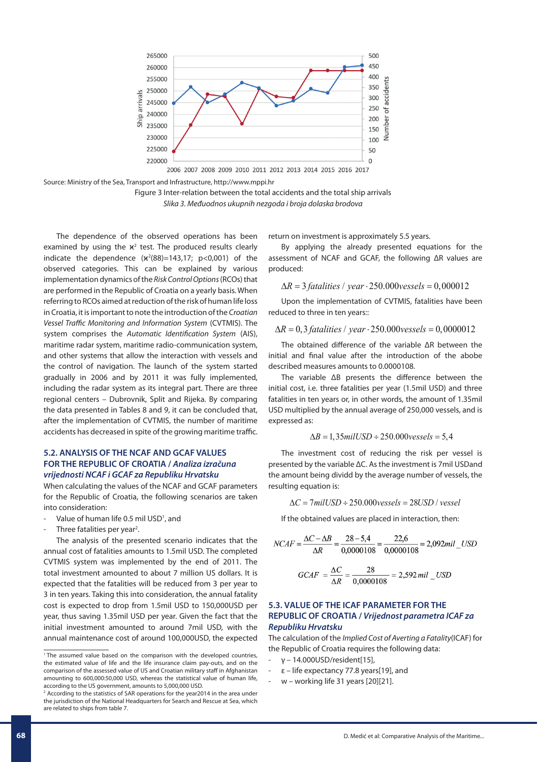Source: Ministry of the Sea, Transport and Infrastructure, http://www.mppi.hr

Figure 3 Inter-relation between the total accidents and the total ship arrivals

*Slika 3. Međuodnos ukupnih nezgoda i broja dolaska brodova*

The dependence of the observed operations has been examined by using the $\varkappa^2$ test. The produced results clearly indicate the dependence ($\varkappa^2(88)$=143,17; p<0,001) of the observed categories. This can be explained by various implementation dynamics of the *Risk Control Options* (RCOs) that are performed in the Republic of Croatia on a yearly basis. When referring to RCOs aimed at reduction of the risk of human life loss in Croatia, it is important to note the introduction of the *Croatian Vessel Traffic Monitoring and Information System* (CVTMIS). The system comprises the *Automatic Identification System* (AIS), maritime radar system, maritime radio-communication system, and other systems that allow the interaction with vessels and the control of navigation. The launch of the system started gradually in 2006 and by 2011 it was fully implemented, including the radar system as its integral part. There are three regional centers – Dubrovnik, Split and Rijeka. By comparing the data presented in Tables 8 and 9, it can be concluded that, after the implementation of CVTMIS, the number of maritime accidents has decreased in spite of the growing maritime traffic.

### 5.2. ANALYSIS OF THE NCAF AND GCAF VALUES FOR THE REPUBLIC OF CROATIA / *Analiza izračuna vrijednosti NCAF i GCAF za Republiku Hrvatsku*

When calculating the values of the NCAF and GCAF parameters for the Republic of Croatia, the following scenarios are taken into consideration:

- Value of human life 0.5 mil USD[1], and
- Three fatalities per year[2].

The analysis of the presented scenario indicates that the annual cost of fatalities amounts to 1.5mil USD. The completed CVTMIS system was implemented by the end of 2011. The total investment amounted to about 7 million US dollars. It is expected that the fatalities will be reduced from 3 per year to 3 in ten years. Taking this into consideration, the annual fatality cost is expected to drop from 1.5mil USD to 150,000USD per year, thus saving 1.35mil USD per year. Given the fact that the initial investment amounted to around 7mil USD, with the annual maintenance cost of around 100,000USD, the expected return on investment is approximately 5.5 years.

By applying the already presented equations for the assessment of NCAF and GCAF, the following ΔR values are produced:

$$\Delta R = 3\,fatalities\,/\,year \cdot 250.000 vessels = 0{,}000012$$

Upon the implementation of CVTMIS, fatalities have been reduced to three in ten years::

$$\Delta R = 0{,}3\,fatalities\,/\,year \cdot 250.000 vessels = 0{,}0000012$$

The obtained difference of the variable ΔR between the initial and final value after the introduction of the abobe described measures amounts to 0.0000108.

The variable ΔB presents the difference between the initial cost, i.e. three fatalities per year (1.5mil USD) and three fatalities in ten years or, in other words, the amount of 1.35mil USD multiplied by the annual average of 250,000 vessels, and is expressed as:

$$\Delta B = 1{,}35 milUSD \div 250.000 vessels = 5{,}4$$

The investment cost of reducing the risk per vessel is presented by the variable ΔC. As the investment is 7mil USDand the amount being dividd by the average number of vessels, the resulting equation is:

$$\Delta C = 7 milUSD \div 250.000 vessels = 28 USD\,/\,vessel$$

If the obtained values are placed in interaction, then:

$$NCAF = \frac{\Delta C - \Delta B}{\Delta R} = \frac{28 - 5{,}4}{0{,}0000108} = \frac{22{,}6}{0{,}0000108} = 2{,}092 mil\_USD$$

$$GCAF = \frac{\Delta C}{\Delta R} = \frac{28}{0{,}0000108} = 2{,}592\,mil\_USD$$

### 5.3. VALUE OF THE ICAF PARAMETER FOR THE REPUBLIC OF CROATIA / *Vrijednost parametra ICAF za Republiku Hrvatsku*

The calculation of the *Implied Cost of Averting a Fatality*(ICAF) for the Republic of Croatia requires the following data:

- γ – 14.000USD/resident[15],
- ε – life expectancy 77.8 years[19], and
- w – working life 31 years [20][21].

---

[1] The assumed value based on the comparison with the developed countries, the estimated value of life and the life insurance claim pay-outs, and on the comparison of the assessed value of US and Croatian military staff in Afghanistan amounting to 600,000:50,000 USD, whereas the statistical value of human life, according to the US government, amounts to 5,000,000 USD.

[2] According to the statistics of SAR operations for the year2014 in the area under the jurisdiction of the National Headquarters for Search and Rescue at Sea, which are related to ships from table 7.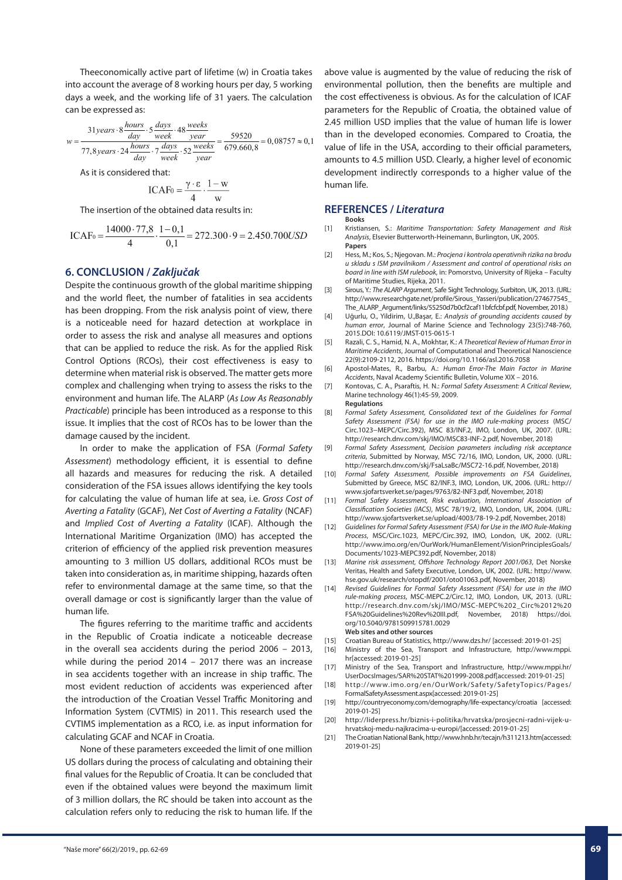Theeconomically active part of lifetime (w) in Croatia takes into account the average of 8 working hours per day, 5 working days a week, and the working life of 31 yaers. The calculation can be expressed as:

$$w = \frac{31 years \cdot 8 \frac{hours}{day} \cdot 5 \frac{days}{week} \cdot 48 \frac{weeks}{year}}{77{,}8 years \cdot 24 \frac{hours}{day} \cdot 7 \frac{days}{week} \cdot 52 \frac{weeks}{year}} = \frac{59520}{679.660{,}8} = 0{,}08757 \approx 0{,}1$$

As it is considered that:

$$\mathrm{ICAF}_0 = \frac{\gamma \cdot \varepsilon}{4} \cdot \frac{1 - \mathrm{w}}{\mathrm{w}}$$

The insertion of the obtained data results in:

$$\mathrm{ICAF}_0 = \frac{14000 \cdot 77{,}8}{4} \cdot \frac{1 - 0{,}1}{0{,}1} = 272.300 \cdot 9 = 2.450.700 USD$$

## 6. CONCLUSION / *Zaključak*

Despite the continuous growth of the global maritime shipping and the world fleet, the number of fatalities in sea accidents has been dropping. From the risk analysis point of view, there is a noticeable need for hazard detection at workplace in order to assess the risk and analyse all measures and options that can be applied to reduce the risk. As for the applied Risk Control Options (RCOs), their cost effectiveness is easy to determine when material risk is observed. The matter gets more complex and challenging when trying to assess the risks to the environment and human life. The ALARP (*As Low As Reasonably Practicable*) principle has been introduced as a response to this issue. It implies that the cost of RCOs has to be lower than the damage caused by the incident.

In order to make the application of FSA (*Formal Safety Assessment*) methodology efficient, it is essential to define all hazards and measures for reducing the risk. A detailed consideration of the FSA issues allows identifying the key tools for calculating the value of human life at sea, i.e. *Gross Cost of Averting a Fatality* (GCAF), *Net Cost of Averting a Fatality* (NCAF) and *Implied Cost of Averting a Fatality* (ICAF). Although the International Maritime Organization (IMO) has accepted the criterion of efficiency of the applied risk prevention measures amounting to 3 million US dollars, additional RCOs must be taken into consideration as, in maritime shipping, hazards often refer to environmental damage at the same time, so that the overall damage or cost is significantly larger than the value of human life.

The figures referring to the maritime traffic and accidents in the Republic of Croatia indicate a noticeable decrease in the overall sea accidents during the period 2006 – 2013, while during the period 2014 – 2017 there was an increase in sea accidents together with an increase in ship traffic. The most evident reduction of accidents was experienced after the introduction of the Croatian Vessel Traffic Monitoring and Information System (CVTMIS) in 2011. This research used the CVTIMS implementation as a RCO, i.e. as input information for calculating GCAF and NCAF in Croatia.

None of these parameters exceeded the limit of one million US dollars during the process of calculating and obtaining their final values for the Republic of Croatia. It can be concluded that even if the obtained values were beyond the maximum limit of 3 million dollars, the RC should be taken into account as the calculation refers only to reducing the risk to human life. If the above value is augmented by the value of reducing the risk of environmental pollution, then the benefits are multiple and the cost effectiveness is obvious. As for the calculation of ICAF parameters for the Republic of Croatia, the obtained value of 2.45 million USD implies that the value of human life is lower than in the developed economies. Compared to Croatia, the value of life in the USA, according to their official parameters, amounts to 4.5 million USD. Clearly, a higher level of economic development indirectly corresponds to a higher value of the human life.

## REFERENCES / *Literatura*

**Books**

[1] Kristiansen, S.: *Maritime Transportation: Safety Management and Risk Analysis*, Elsevier Butterworth-Heinemann, Burlington, UK, 2005.

**Papers**

[2] Hess, M.; Kos, S.; Njegovan. M.: *Procjena i kontrola operativnih rizika na brodu u skladu s ISM pravilnikom / Assessment and control of operational risks on board in line with ISM rulebook*, in: Pomorstvo, University of Rijeka – Faculty of Maritime Studies, Rijeka, 2011.

[3] Sirous, Y.: *The ALARP Argument*, Safe Sight Technology, Surbiton, UK, 2013. (URL: http://www.researchgate.net/profile/Sirous_Yasseri/publication/274677545_The_ALARP_Argument/links/55250d7b0cf2caf11bfcfcbf.pdf, November, 2018.)

[4] Uğurlu, O., Yildirim, U.,Başar, E.: *Analysis of grounding accidents caused by human error*, Journal of Marine Science and Technology 23(5):748-760, 2015.DOI: 10.6119/JMST-015-0615-1

[5] Razali, C. S., Hamid, N. A., Mokhtar, K.: *A Theoretical Review of Human Error in Maritime Accidents*, Journal of Computational and Theoretical Nanoscience 22(9):2109-2112, 2016. https://doi.org/10.1166/asl.2016.7058

[6] Apostol-Mates, R., Barbu, A.: *Human Error-The Main Factor in Marine Accidents*, Naval Academy Scientific Bulletin, Volume XIX – 2016.

[7] Kontovas, C. A., Psaraftis, H. N.: *Formal Safety Assessment: A Critical Review*, Marine technology 46(1):45-59, 2009.

**Regulations**

[8] *Formal Safety Assessment, Consolidated text of the Guidelines for Formal Safety Assessment (FSA) for use in the IMO rule-making process* (MSC/Circ.1023–MEPC/Circ.392), MSC 83/INF.2, IMO, London, UK, 2007. (URL: http://research.dnv.com/skj/IMO/MSC83-INF-2.pdf, November, 2018)

[9] *Formal Safety Assessment, Decision parameters including risk acceptance criteria*, Submitted by Norway, MSC 72/16, IMO, London, UK, 2000. (URL: http://research.dnv.com/skj/FsaLsaBc/MSC72-16.pdf, November, 2018)

[10] *Formal Safety Assessment, Possible improvements on FSA Guidelines*, Submitted by Greece, MSC 82/INF.3, IMO, London, UK, 2006. (URL: http://www.sjofartsverket.se/pages/9763/82-INF3.pdf, November, 2018)

[11] *Formal Safety Assessment, Risk evaluation, International Association of Classification Societies (IACS)*, MSC 78/19/2, IMO, London, UK, 2004. (URL: http://www.sjofartsverket.se/upload/4003/78-19-2.pdf, November, 2018)

[12] *Guidelines for Formal Safety Assessment (FSA) for Use in the IMO Rule-Making Process*, MSC/Circ.1023, MEPC/Circ.392, IMO, London, UK, 2002. (URL: http://www.imo.org/en/OurWork/HumanElement/VisionPrinciplesGoals/Documents/1023-MEPC392.pdf, November, 2018)

[13] *Marine risk assessment, Offshore Technology Report 2001/063*, Det Norske Veritas, Health and Safety Executive, London, UK, 2002. (URL: http://www.hse.gov.uk/research/otopdf/2001/oto01063.pdf, November, 2018)

[14] *Revised Guidelines for Formal Safety Assessment (FSA) for use in the IMO rule-making process*, MSC-MEPC.2/Circ.12, IMO, London, UK, 2013. (URL: http://research.dnv.com/skj/IMO/MSC-MEPC%202_Circ%2012%20FSA%20Guidelines%20Rev%20III.pdf, November, 2018) https://doi.org/10.5040/9781509915781.0029

**Web sites and other sources**

[15] Croatian Bureau of Statistics, http://www.dzs.hr/ [accessed: 2019-01-25]

[16] Ministry of the Sea, Transport and Infrastructure, http://www.mppi.hr[accessed: 2019-01-25]

[17] Ministry of the Sea, Transport and Infrastructure, http://www.mppi.hr/UserDocsImages/SAR%20STAT%201999-2008.pdf[accessed: 2019-01-25]

[18] http://www.imo.org/en/OurWork/Safety/SafetyTopics/Pages/FormalSafetyAssessment.aspx[accessed: 2019-01-25]

[19] http://countryeconomy.com/demography/life-expectancy/croatia [accessed: 2019-01-25]

[20] http://liderpress.hr/biznis-i-politika/hrvatska/prosjecni-radni-vijek-u-hrvatskoj-medu-najkracima-u-europi/[accessed: 2019-01-25]

[21] The Croatian National Bank, http://www.hnb.hr/tecajn/h311213.htm[accessed: 2019-01-25]